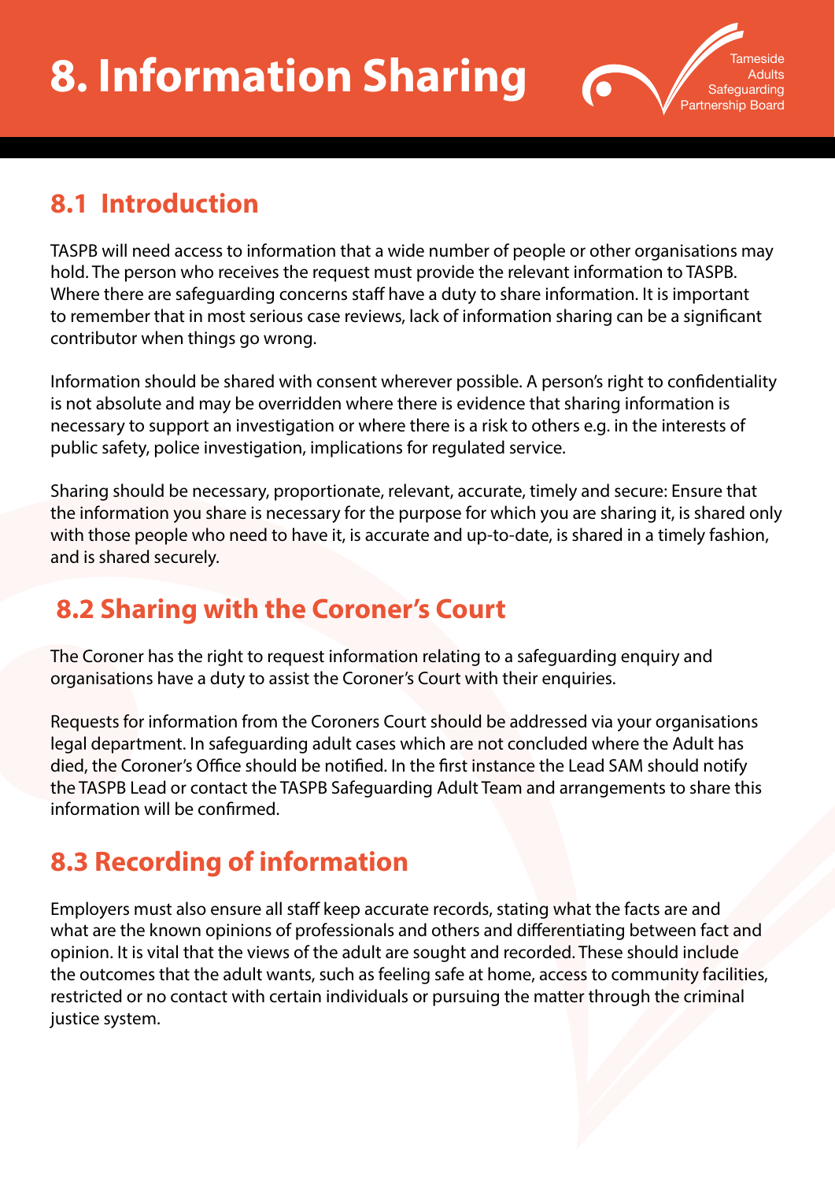# 8. Information Sharing

Tameside Adults Safeguarding Partnership Board

## 8.1 Introduction

TASPB will need access to information that a wide number of people or other organisations may hold. The person who receives the request must provide the relevant information to TASPB. Where there are safeguarding concerns staff have a duty to share information. It is important to remember that in most serious case reviews, lack of information sharing can be a significant contributor when things go wrong.

Information should be shared with consent wherever possible. A person's right to confidentiality is not absolute and may be overridden where there is evidence that sharing information is necessary to support an investigation or where there is a risk to others e.g. in the interests of public safety, police investigation, implications for regulated service.

Sharing should be necessary, proportionate, relevant, accurate, timely and secure: Ensure that the information you share is necessary for the purpose for which you are sharing it, is shared only with those people who need to have it, is accurate and up-to-date, is shared in a timely fashion, and is shared securely.

## 8.2 Sharing with the Coroner's Court

The Coroner has the right to request information relating to a safeguarding enquiry and organisations have a duty to assist the Coroner's Court with their enquiries.

Requests for information from the Coroners Court should be addressed via your organisations legal department. In safeguarding adult cases which are not concluded where the Adult has died, the Coroner's Office should be notified. In the first instance the Lead SAM should notify the TASPB Lead or contact the TASPB Safeguarding Adult Team and arrangements to share this information will be confirmed.

## 8.3 Recording of information

Employers must also ensure all staff keep accurate records, stating what the facts are and what are the known opinions of professionals and others and differentiating between fact and opinion. It is vital that the views of the adult are sought and recorded. These should include the outcomes that the adult wants, such as feeling safe at home, access to community facilities, restricted or no contact with certain individuals or pursuing the matter through the criminal justice system.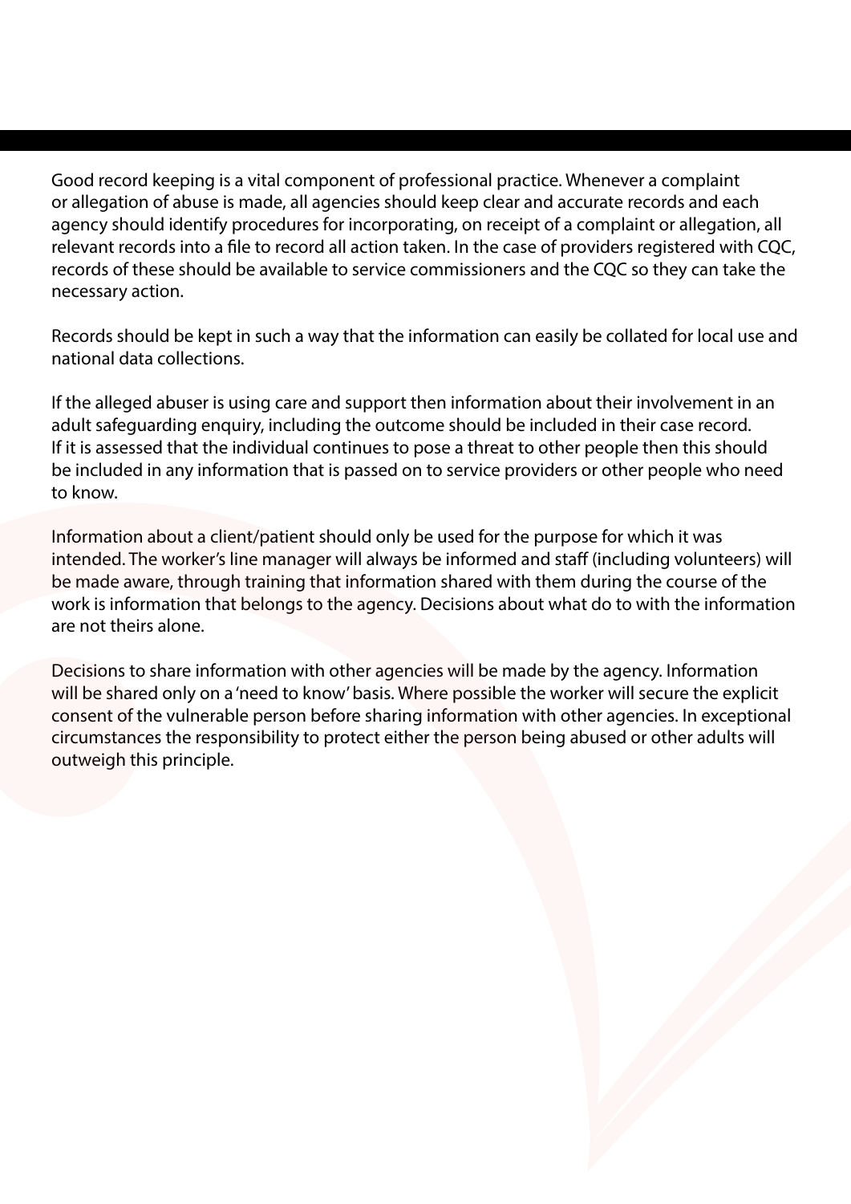Good record keeping is a vital component of professional practice. Whenever a complaint or allegation of abuse is made, all agencies should keep clear and accurate records and each agency should identify procedures for incorporating, on receipt of a complaint or allegation, all relevant records into a file to record all action taken. In the case of providers registered with CQC, records of these should be available to service commissioners and the CQC so they can take the necessary action.

Records should be kept in such a way that the information can easily be collated for local use and national data collections.

If the alleged abuser is using care and support then information about their involvement in an adult safeguarding enquiry, including the outcome should be included in their case record. If it is assessed that the individual continues to pose a threat to other people then this should be included in any information that is passed on to service providers or other people who need to know.

Information about a client/patient should only be used for the purpose for which it was intended. The worker's line manager will always be informed and staff (including volunteers) will be made aware, through training that information shared with them during the course of the work is information that belongs to the agency. Decisions about what do to with the information are not theirs alone.

Decisions to share information with other agencies will be made by the agency. Information will be shared only on a 'need to know' basis. Where possible the worker will secure the explicit consent of the vulnerable person before sharing information with other agencies. In exceptional circumstances the responsibility to protect either the person being abused or other adults will outweigh this principle.